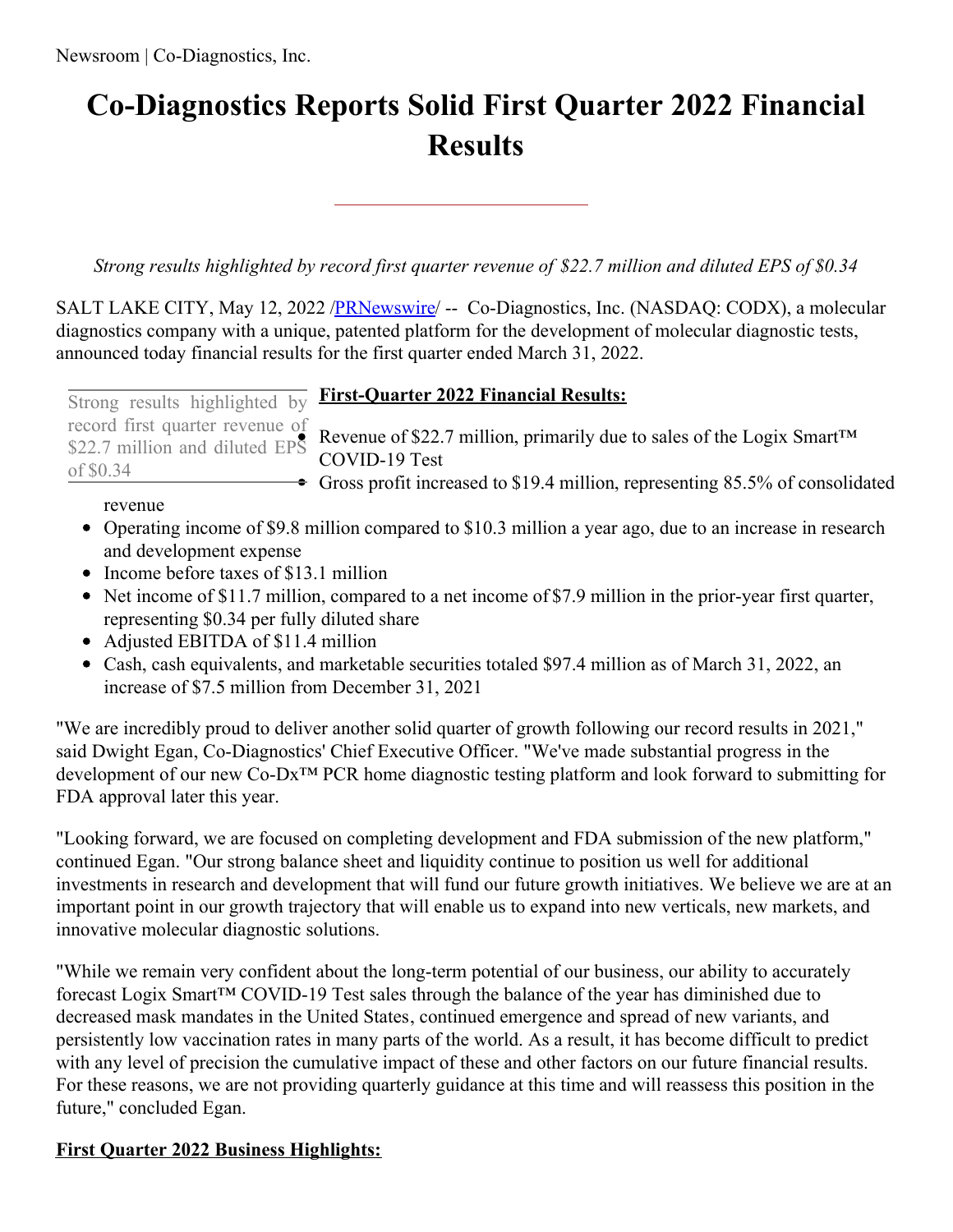# Co-Diagnostics Reports Solid First Quarter 2022 Financial Results

---

*Strong results highlighted by record first quarter revenue of $22.7 million and diluted EPS of $0.34*

SALT LAKE CITY, May 12, 2022 /PRNewswire/ -- Co-Diagnostics, Inc. (NASDAQ: CODX), a molecular diagnostics company with a unique, patented platform for the development of molecular diagnostic tests, announced today financial results for the first quarter ended March 31, 2022.

Strong results highlighted by record first quarter revenue of $22.7 million and diluted EPS of $0.34

**First-Quarter 2022 Financial Results:**

- Revenue of $22.7 million, primarily due to sales of the Logix Smart™ COVID-19 Test
- Gross profit increased to $19.4 million, representing 85.5% of consolidated revenue
- Operating income of $9.8 million compared to $10.3 million a year ago, due to an increase in research and development expense
- Income before taxes of $13.1 million
- Net income of $11.7 million, compared to a net income of $7.9 million in the prior-year first quarter, representing $0.34 per fully diluted share
- Adjusted EBITDA of $11.4 million
- Cash, cash equivalents, and marketable securities totaled $97.4 million as of March 31, 2022, an increase of $7.5 million from December 31, 2021

"We are incredibly proud to deliver another solid quarter of growth following our record results in 2021," said Dwight Egan, Co-Diagnostics' Chief Executive Officer. "We've made substantial progress in the development of our new Co-Dx™ PCR home diagnostic testing platform and look forward to submitting for FDA approval later this year.

"Looking forward, we are focused on completing development and FDA submission of the new platform," continued Egan. "Our strong balance sheet and liquidity continue to position us well for additional investments in research and development that will fund our future growth initiatives. We believe we are at an important point in our growth trajectory that will enable us to expand into new verticals, new markets, and innovative molecular diagnostic solutions.

"While we remain very confident about the long-term potential of our business, our ability to accurately forecast Logix Smart™ COVID-19 Test sales through the balance of the year has diminished due to decreased mask mandates in the United States, continued emergence and spread of new variants, and persistently low vaccination rates in many parts of the world. As a result, it has become difficult to predict with any level of precision the cumulative impact of these and other factors on our future financial results. For these reasons, we are not providing quarterly guidance at this time and will reassess this position in the future," concluded Egan.

**First Quarter 2022 Business Highlights:**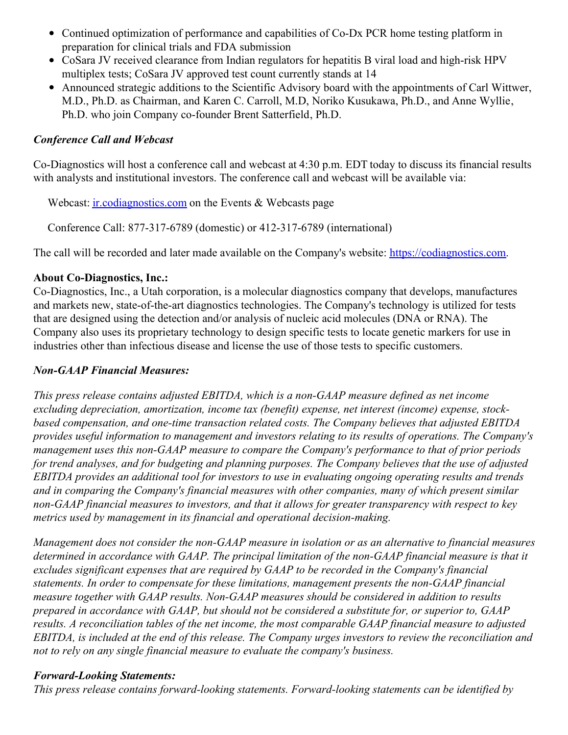- Continued optimization of performance and capabilities of Co-Dx PCR home testing platform in preparation for clinical trials and FDA submission
- CoSara JV received clearance from Indian regulators for hepatitis B viral load and high-risk HPV multiplex tests; CoSara JV approved test count currently stands at 14
- Announced strategic additions to the Scientific Advisory board with the appointments of Carl Wittwer, M.D., Ph.D. as Chairman, and Karen C. Carroll, M.D, Noriko Kusukawa, Ph.D., and Anne Wyllie, Ph.D. who join Company co-founder Brent Satterfield, Ph.D.

### *Conference Call and Webcast*

Co-Diagnostics will host a conference call and webcast at 4:30 p.m. EDT today to discuss its financial results with analysts and institutional investors. The conference call and webcast will be available via:

Webcast: [ir.codiagnostics.com](ir.codiagnostics.com) on the Events & Webcasts page

Conference Call: 877-317-6789 (domestic) or 412-317-6789 (international)

The call will be recorded and later made available on the Company's website: [https://codiagnostics.com](https://codiagnostics.com).

### About Co-Diagnostics, Inc.:

Co-Diagnostics, Inc., a Utah corporation, is a molecular diagnostics company that develops, manufactures and markets new, state-of-the-art diagnostics technologies. The Company's technology is utilized for tests that are designed using the detection and/or analysis of nucleic acid molecules (DNA or RNA). The Company also uses its proprietary technology to design specific tests to locate genetic markers for use in industries other than infectious disease and license the use of those tests to specific customers.

### *Non-GAAP Financial Measures:*

*This press release contains adjusted EBITDA, which is a non-GAAP measure defined as net income excluding depreciation, amortization, income tax (benefit) expense, net interest (income) expense, stock-based compensation, and one-time transaction related costs. The Company believes that adjusted EBITDA provides useful information to management and investors relating to its results of operations. The Company's management uses this non-GAAP measure to compare the Company's performance to that of prior periods for trend analyses, and for budgeting and planning purposes. The Company believes that the use of adjusted EBITDA provides an additional tool for investors to use in evaluating ongoing operating results and trends and in comparing the Company's financial measures with other companies, many of which present similar non-GAAP financial measures to investors, and that it allows for greater transparency with respect to key metrics used by management in its financial and operational decision-making.*

*Management does not consider the non-GAAP measure in isolation or as an alternative to financial measures determined in accordance with GAAP. The principal limitation of the non-GAAP financial measure is that it excludes significant expenses that are required by GAAP to be recorded in the Company's financial statements. In order to compensate for these limitations, management presents the non-GAAP financial measure together with GAAP results. Non-GAAP measures should be considered in addition to results prepared in accordance with GAAP, but should not be considered a substitute for, or superior to, GAAP results. A reconciliation tables of the net income, the most comparable GAAP financial measure to adjusted EBITDA, is included at the end of this release. The Company urges investors to review the reconciliation and not to rely on any single financial measure to evaluate the company's business.*

### *Forward-Looking Statements:*

*This press release contains forward-looking statements. Forward-looking statements can be identified by*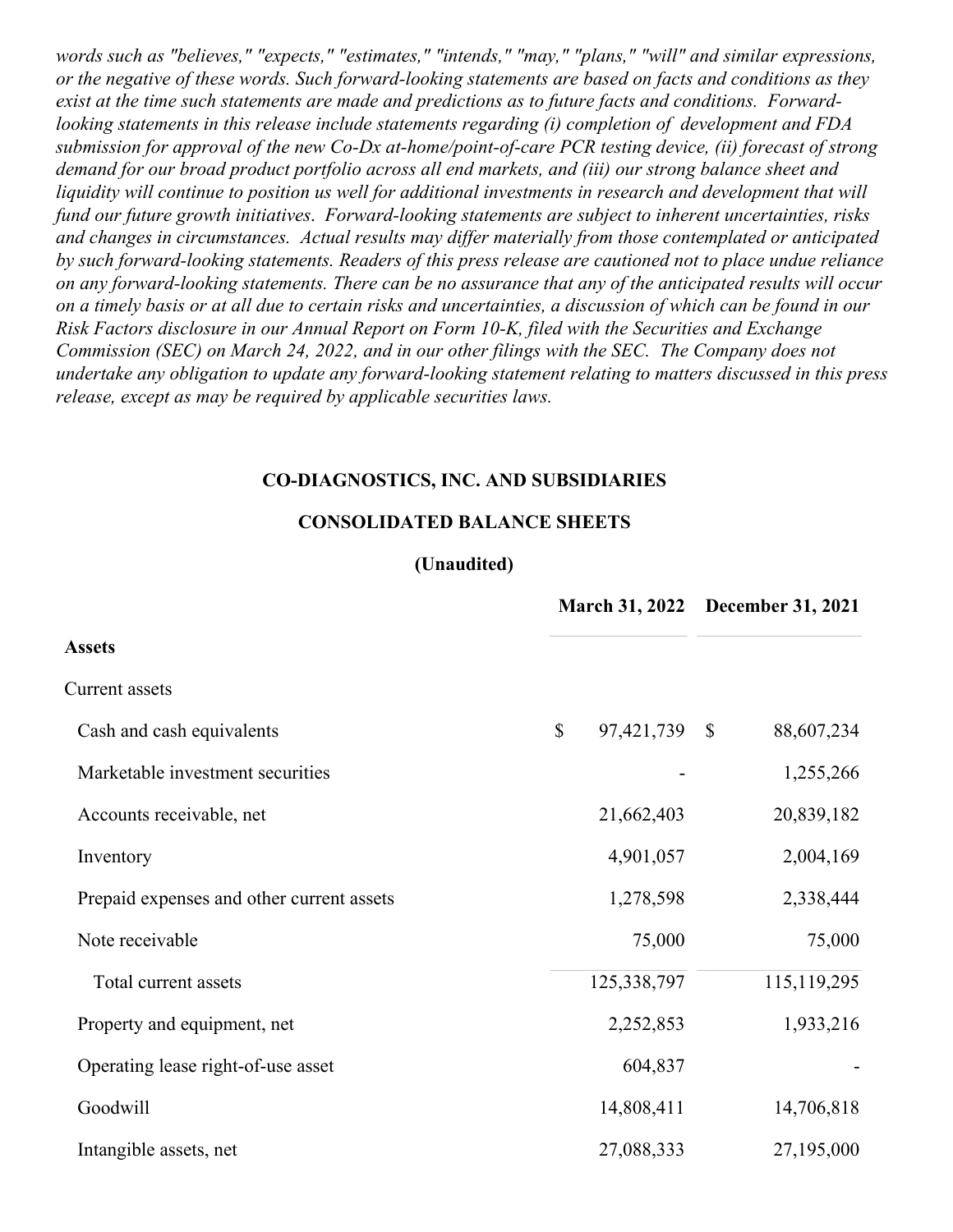*words such as "believes," "expects," "estimates," "intends," "may," "plans," "will" and similar expressions, or the negative of these words. Such forward-looking statements are based on facts and conditions as they exist at the time such statements are made and predictions as to future facts and conditions. Forward-looking statements in this release include statements regarding (i) completion of development and FDA submission for approval of the new Co-Dx at-home/point-of-care PCR testing device, (ii) forecast of strong demand for our broad product portfolio across all end markets, and (iii) our strong balance sheet and liquidity will continue to position us well for additional investments in research and development that will fund our future growth initiatives. Forward-looking statements are subject to inherent uncertainties, risks and changes in circumstances. Actual results may differ materially from those contemplated or anticipated by such forward-looking statements. Readers of this press release are cautioned not to place undue reliance on any forward-looking statements. There can be no assurance that any of the anticipated results will occur on a timely basis or at all due to certain risks and uncertainties, a discussion of which can be found in our Risk Factors disclosure in our Annual Report on Form 10-K, filed with the Securities and Exchange Commission (SEC) on March 24, 2022, and in our other filings with the SEC. The Company does not undertake any obligation to update any forward-looking statement relating to matters discussed in this press release, except as may be required by applicable securities laws.*

**CO-DIAGNOSTICS, INC. AND SUBSIDIARIES**

**CONSOLIDATED BALANCE SHEETS**

**(Unaudited)**

| | March 31, 2022 | December 31, 2021 |
|---|---|---|
| **Assets** | | |
| Current assets | | |
| Cash and cash equivalents | $ 97,421,739 | $ 88,607,234 |
| Marketable investment securities | - | 1,255,266 |
| Accounts receivable, net | 21,662,403 | 20,839,182 |
| Inventory | 4,901,057 | 2,004,169 |
| Prepaid expenses and other current assets | 1,278,598 | 2,338,444 |
| Note receivable | 75,000 | 75,000 |
| Total current assets | 125,338,797 | 115,119,295 |
| Property and equipment, net | 2,252,853 | 1,933,216 |
| Operating lease right-of-use asset | 604,837 | - |
| Goodwill | 14,808,411 | 14,706,818 |
| Intangible assets, net | 27,088,333 | 27,195,000 |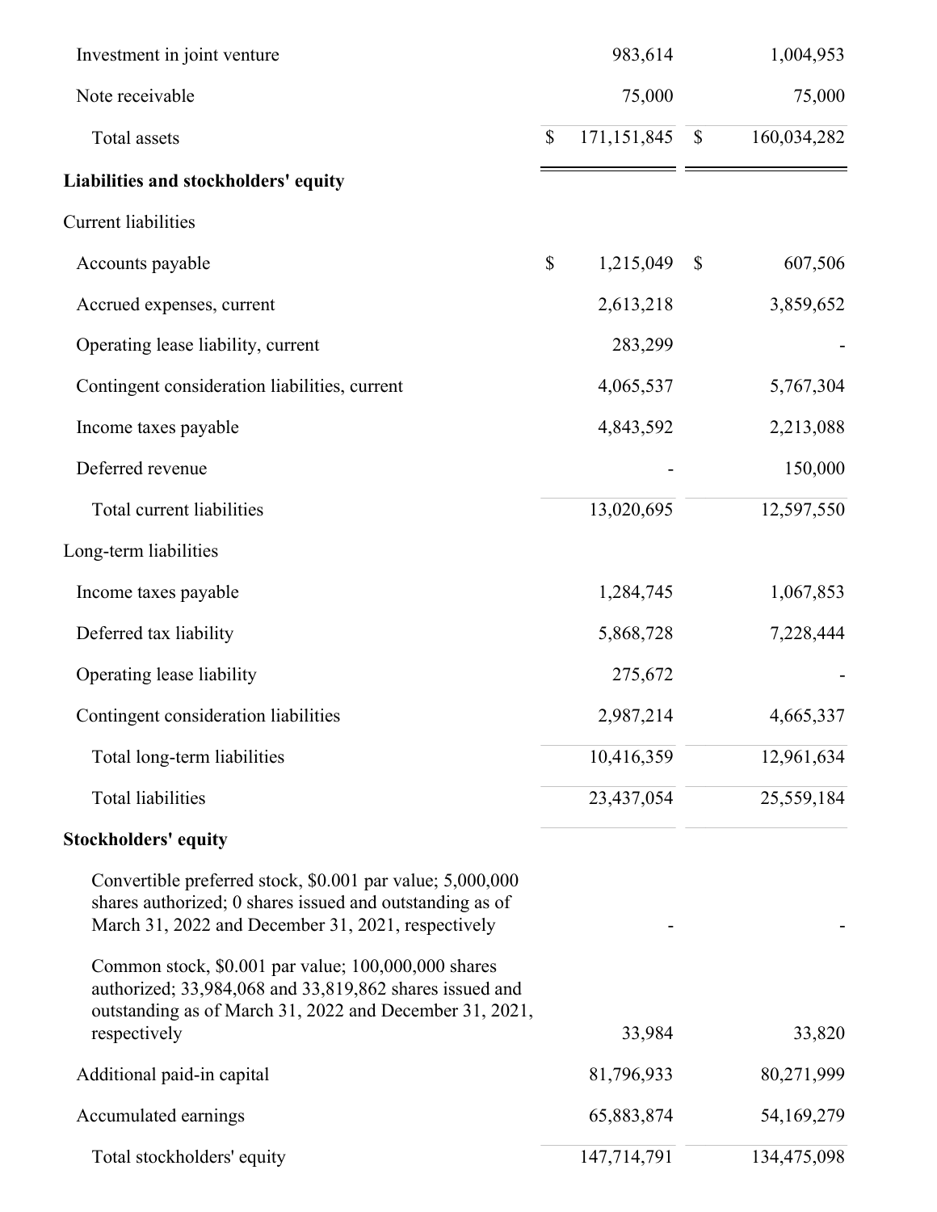| | | |
|---|---|---|
| Investment in joint venture | 983,614 | 1,004,953 |
| Note receivable | 75,000 | 75,000 |
| Total assets | $ 171,151,845 | $ 160,034,282 |
| **Liabilities and stockholders' equity** | | |
| Current liabilities | | |
| Accounts payable | $ 1,215,049 | $ 607,506 |
| Accrued expenses, current | 2,613,218 | 3,859,652 |
| Operating lease liability, current | 283,299 | - |
| Contingent consideration liabilities, current | 4,065,537 | 5,767,304 |
| Income taxes payable | 4,843,592 | 2,213,088 |
| Deferred revenue | - | 150,000 |
| Total current liabilities | 13,020,695 | 12,597,550 |
| Long-term liabilities | | |
| Income taxes payable | 1,284,745 | 1,067,853 |
| Deferred tax liability | 5,868,728 | 7,228,444 |
| Operating lease liability | 275,672 | - |
| Contingent consideration liabilities | 2,987,214 | 4,665,337 |
| Total long-term liabilities | 10,416,359 | 12,961,634 |
| Total liabilities | 23,437,054 | 25,559,184 |
| **Stockholders' equity** | | |
| Convertible preferred stock, $0.001 par value; 5,000,000 shares authorized; 0 shares issued and outstanding as of March 31, 2022 and December 31, 2021, respectively | - | - |
| Common stock, $0.001 par value; 100,000,000 shares authorized; 33,984,068 and 33,819,862 shares issued and outstanding as of March 31, 2022 and December 31, 2021, respectively | 33,984 | 33,820 |
| Additional paid-in capital | 81,796,933 | 80,271,999 |
| Accumulated earnings | 65,883,874 | 54,169,279 |
| Total stockholders' equity | 147,714,791 | 134,475,098 |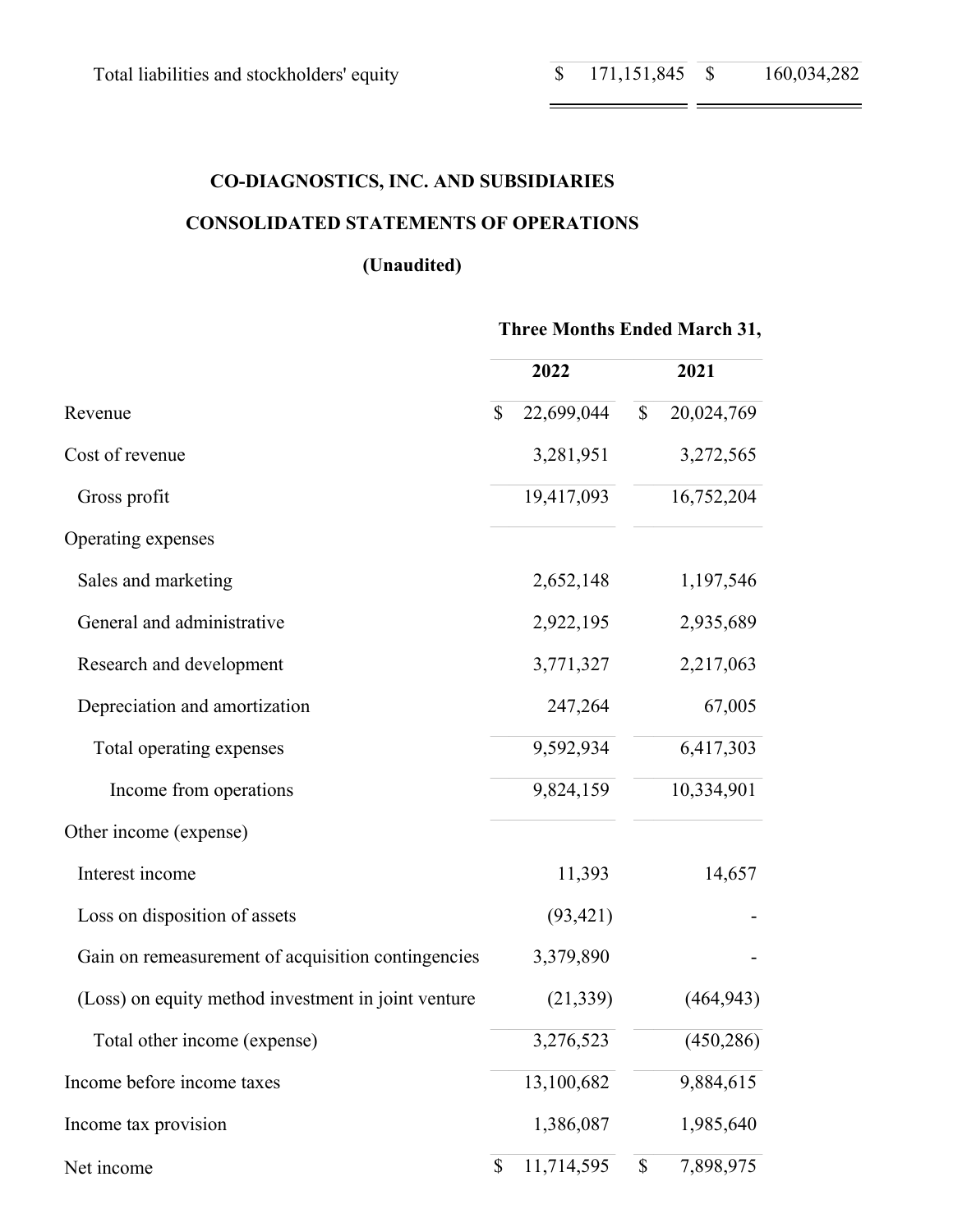| | | |
|---|---|---|
| Total liabilities and stockholders' equity | $ 171,151,845 | $ 160,034,282 |

**CO-DIAGNOSTICS, INC. AND SUBSIDIARIES**

**CONSOLIDATED STATEMENTS OF OPERATIONS**

**(Unaudited)**

| | Three Months Ended March 31, | |
|---|---|---|
| | **2022** | **2021** |
| Revenue | $ 22,699,044 | $ 20,024,769 |
| Cost of revenue | 3,281,951 | 3,272,565 |
| Gross profit | 19,417,093 | 16,752,204 |
| Operating expenses | | |
| Sales and marketing | 2,652,148 | 1,197,546 |
| General and administrative | 2,922,195 | 2,935,689 |
| Research and development | 3,771,327 | 2,217,063 |
| Depreciation and amortization | 247,264 | 67,005 |
| Total operating expenses | 9,592,934 | 6,417,303 |
| Income from operations | 9,824,159 | 10,334,901 |
| Other income (expense) | | |
| Interest income | 11,393 | 14,657 |
| Loss on disposition of assets | (93,421) | - |
| Gain on remeasurement of acquisition contingencies | 3,379,890 | - |
| (Loss) on equity method investment in joint venture | (21,339) | (464,943) |
| Total other income (expense) | 3,276,523 | (450,286) |
| Income before income taxes | 13,100,682 | 9,884,615 |
| Income tax provision | 1,386,087 | 1,985,640 |
| Net income | $ 11,714,595 | $ 7,898,975 |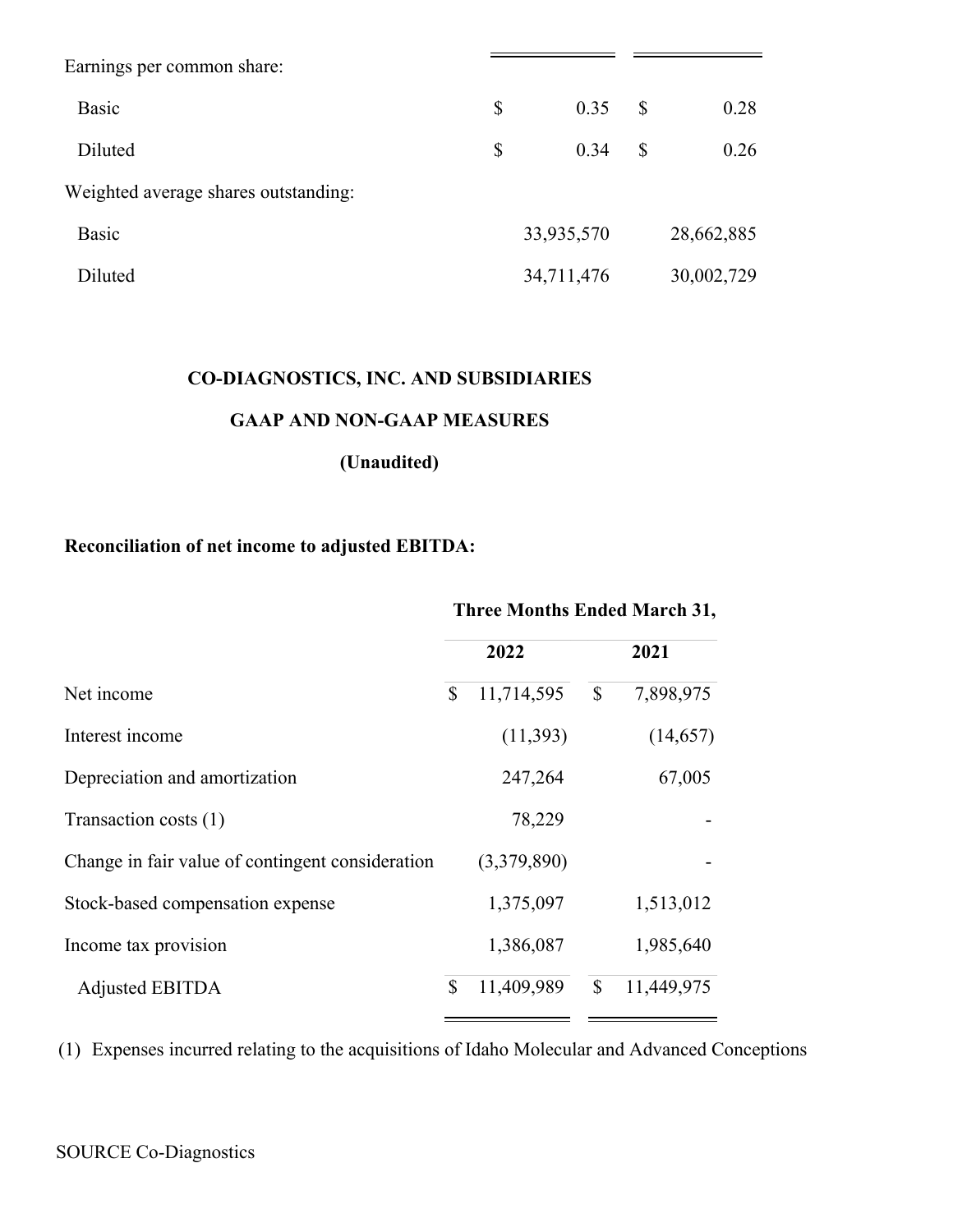| | | |
|---|---|---|
| Earnings per common share: | | |
| Basic | $ 0.35 | $ 0.28 |
| Diluted | $ 0.34 | $ 0.26 |
| Weighted average shares outstanding: | | |
| Basic | 33,935,570 | 28,662,885 |
| Diluted | 34,711,476 | 30,002,729 |

**CO-DIAGNOSTICS, INC. AND SUBSIDIARIES**

**GAAP AND NON-GAAP MEASURES**

**(Unaudited)**

**Reconciliation of net income to adjusted EBITDA:**

| | Three Months Ended March 31, | |
|---|---|---|
| | **2022** | **2021** |
| Net income | $ 11,714,595 | $ 7,898,975 |
| Interest income | (11,393) | (14,657) |
| Depreciation and amortization | 247,264 | 67,005 |
| Transaction costs (1) | 78,229 | - |
| Change in fair value of contingent consideration | (3,379,890) | - |
| Stock-based compensation expense | 1,375,097 | 1,513,012 |
| Income tax provision | 1,386,087 | 1,985,640 |
| Adjusted EBITDA | $ 11,409,989 | $ 11,449,975 |

(1) Expenses incurred relating to the acquisitions of Idaho Molecular and Advanced Conceptions

SOURCE Co-Diagnostics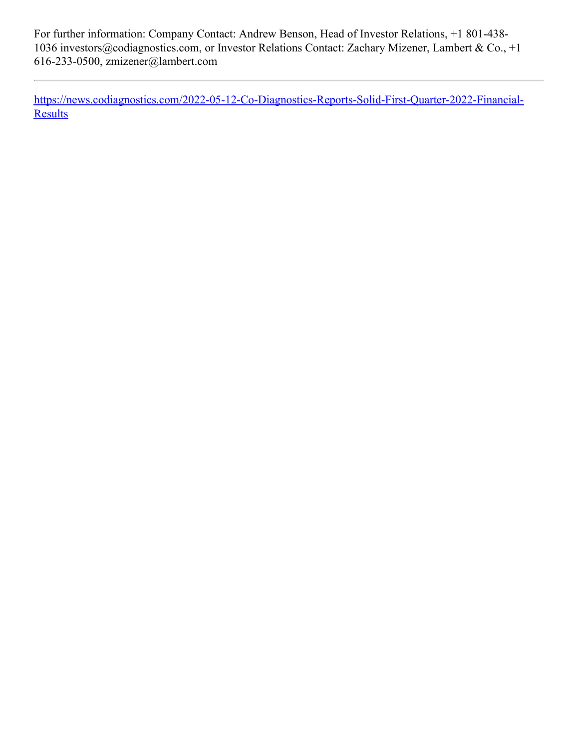For further information: Company Contact: Andrew Benson, Head of Investor Relations, +1 801-438-1036 investors@codiagnostics.com, or Investor Relations Contact: Zachary Mizener, Lambert & Co., +1 616-233-0500, zmizener@lambert.com

---

https://news.codiagnostics.com/2022-05-12-Co-Diagnostics-Reports-Solid-First-Quarter-2022-Financial-Results